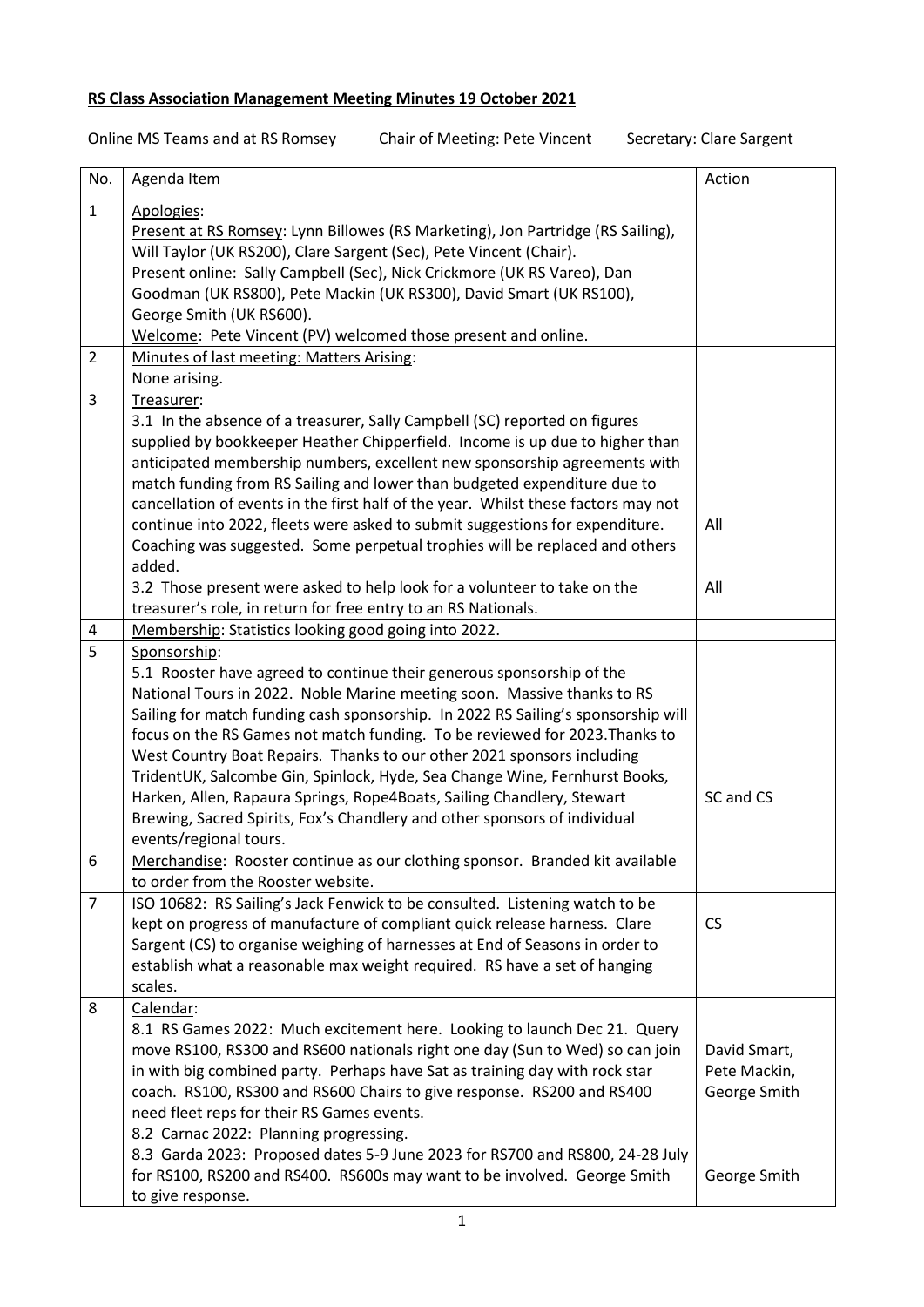**RS Class Association Management Meeting Minutes 19 October 2021**

Online MS Teams and at RS Romsey Chair of Meeting: Pete Vincent Secretary: Clare Sargent

| No. | Agenda Item | Action |
|---|---|---|
| 1 | Apologies:<br>Present at RS Romsey: Lynn Billowes (RS Marketing), Jon Partridge (RS Sailing), Will Taylor (UK RS200), Clare Sargent (Sec), Pete Vincent (Chair).<br>Present online: Sally Campbell (Sec), Nick Crickmore (UK RS Vareo), Dan Goodman (UK RS800), Pete Mackin (UK RS300), David Smart (UK RS100), George Smith (UK RS600).<br>Welcome: Pete Vincent (PV) welcomed those present and online. | |
| 2 | Minutes of last meeting: Matters Arising:<br>None arising. | |
| 3 | Treasurer:<br>3.1 In the absence of a treasurer, Sally Campbell (SC) reported on figures supplied by bookkeeper Heather Chipperfield. Income is up due to higher than anticipated membership numbers, excellent new sponsorship agreements with match funding from RS Sailing and lower than budgeted expenditure due to cancellation of events in the first half of the year. Whilst these factors may not continue into 2022, fleets were asked to submit suggestions for expenditure. Coaching was suggested. Some perpetual trophies will be replaced and others added.<br>3.2 Those present were asked to help look for a volunteer to take on the treasurer's role, in return for free entry to an RS Nationals. | All<br><br>All |
| 4 | Membership: Statistics looking good going into 2022. | |
| 5 | Sponsorship:<br>5.1 Rooster have agreed to continue their generous sponsorship of the National Tours in 2022. Noble Marine meeting soon. Massive thanks to RS Sailing for match funding cash sponsorship. In 2022 RS Sailing's sponsorship will focus on the RS Games not match funding. To be reviewed for 2023.Thanks to West Country Boat Repairs. Thanks to our other 2021 sponsors including TridentUK, Salcombe Gin, Spinlock, Hyde, Sea Change Wine, Fernhurst Books, Harken, Allen, Rapaura Springs, Rope4Boats, Sailing Chandlery, Stewart Brewing, Sacred Spirits, Fox's Chandlery and other sponsors of individual events/regional tours. | SC and CS |
| 6 | Merchandise: Rooster continue as our clothing sponsor. Branded kit available to order from the Rooster website. | |
| 7 | ISO 10682: RS Sailing's Jack Fenwick to be consulted. Listening watch to be kept on progress of manufacture of compliant quick release harness. Clare Sargent (CS) to organise weighing of harnesses at End of Seasons in order to establish what a reasonable max weight required. RS have a set of hanging scales. | CS |
| 8 | Calendar:<br>8.1 RS Games 2022: Much excitement here. Looking to launch Dec 21. Query move RS100, RS300 and RS600 nationals right one day (Sun to Wed) so can join in with big combined party. Perhaps have Sat as training day with rock star coach. RS100, RS300 and RS600 Chairs to give response. RS200 and RS400 need fleet reps for their RS Games events.<br>8.2 Carnac 2022: Planning progressing.<br>8.3 Garda 2023: Proposed dates 5-9 June 2023 for RS700 and RS800, 24-28 July for RS100, RS200 and RS400. RS600s may want to be involved. George Smith to give response. | David Smart, Pete Mackin, George Smith<br><br><br>George Smith |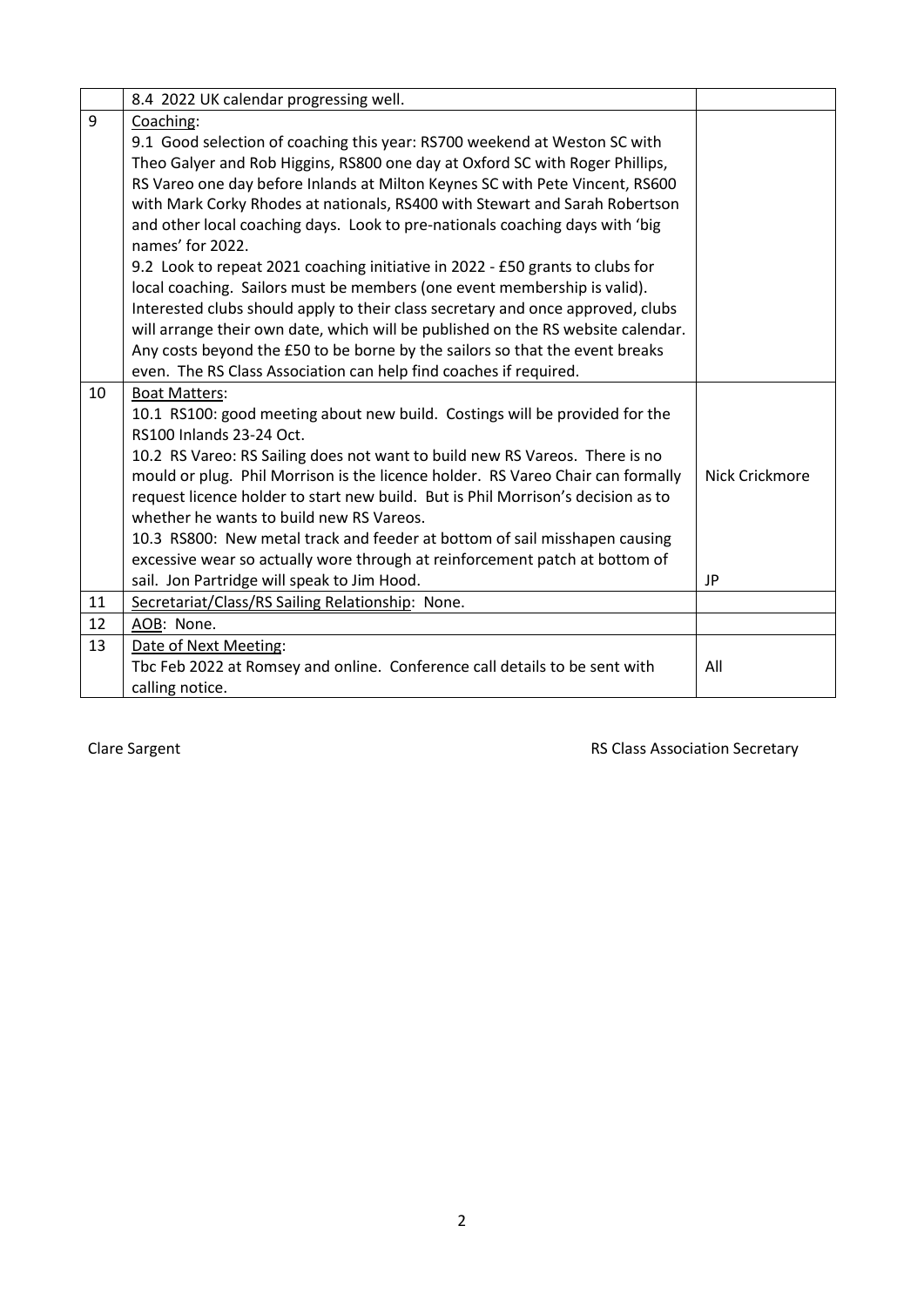| | | |
|---|---|---|
| | 8.4 2022 UK calendar progressing well. | |
| 9 | Coaching:<br>9.1 Good selection of coaching this year: RS700 weekend at Weston SC with Theo Galyer and Rob Higgins, RS800 one day at Oxford SC with Roger Phillips, RS Vareo one day before Inlands at Milton Keynes SC with Pete Vincent, RS600 with Mark Corky Rhodes at nationals, RS400 with Stewart and Sarah Robertson and other local coaching days. Look to pre-nationals coaching days with 'big names' for 2022.<br>9.2 Look to repeat 2021 coaching initiative in 2022 - £50 grants to clubs for local coaching. Sailors must be members (one event membership is valid). Interested clubs should apply to their class secretary and once approved, clubs will arrange their own date, which will be published on the RS website calendar. Any costs beyond the £50 to be borne by the sailors so that the event breaks even. The RS Class Association can help find coaches if required. | |
| 10 | Boat Matters:<br>10.1 RS100: good meeting about new build. Costings will be provided for the RS100 Inlands 23-24 Oct.<br>10.2 RS Vareo: RS Sailing does not want to build new RS Vareos. There is no mould or plug. Phil Morrison is the licence holder. RS Vareo Chair can formally request licence holder to start new build. But is Phil Morrison's decision as to whether he wants to build new RS Vareos.<br>10.3 RS800: New metal track and feeder at bottom of sail misshapen causing excessive wear so actually wore through at reinforcement patch at bottom of sail. Jon Partridge will speak to Jim Hood. | Nick Crickmore<br><br>JP |
| 11 | Secretariat/Class/RS Sailing Relationship: None. | |
| 12 | AOB: None. | |
| 13 | Date of Next Meeting:<br>Tbc Feb 2022 at Romsey and online. Conference call details to be sent with calling notice. | All |

Clare Sargent RS Class Association Secretary